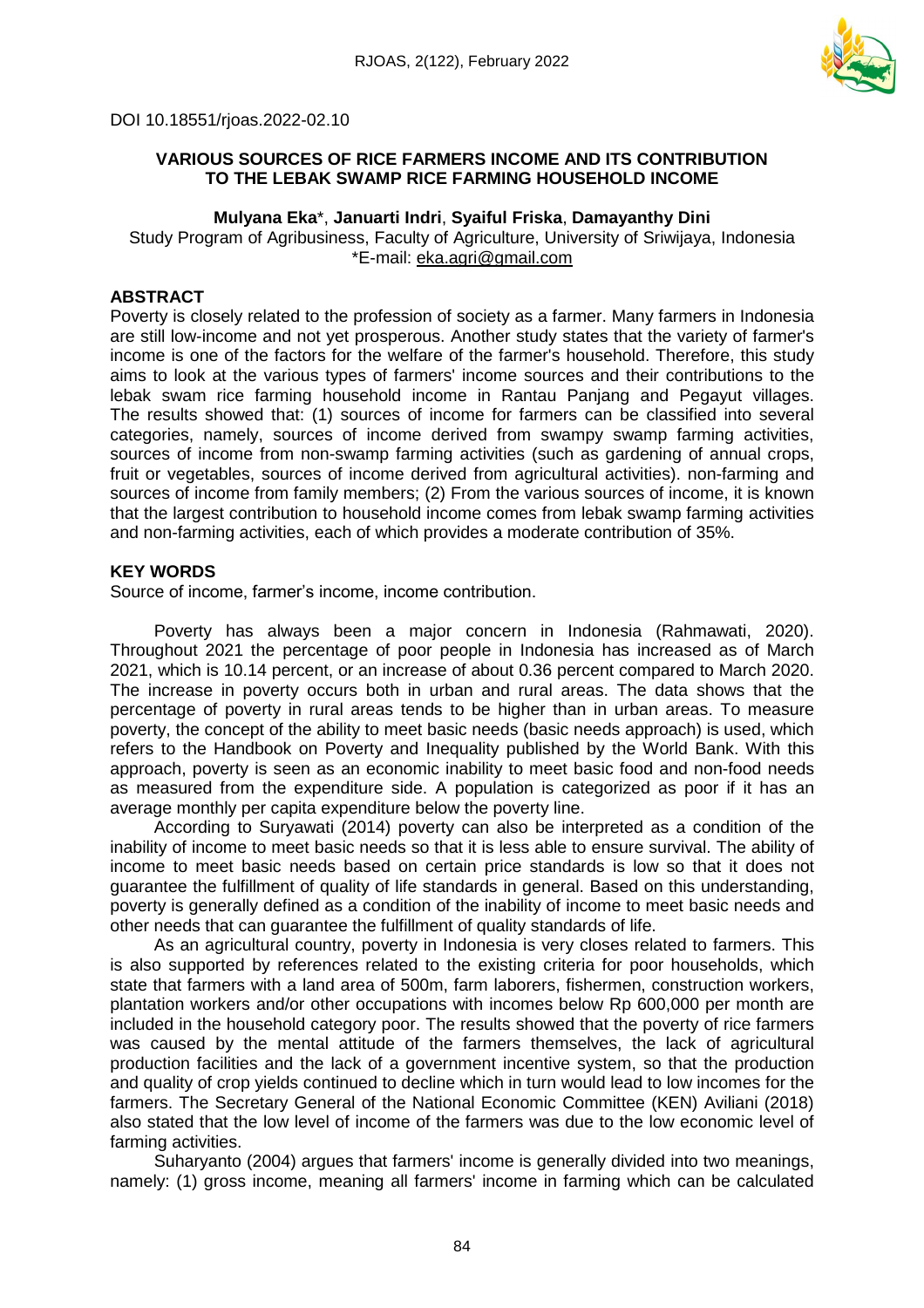DOI 10.18551/rjoas.2022-02.10

# VARIOUS SOURCES OF RICE FARMERS INCOME AND ITS CONTRIBUTION TO THE LEBAK SWAMP RICE FARMING HOUSEHOLD INCOME

**Mulyana Eka**\*, **Januarti Indri**, **Syaiful Friska**, **Damayanthy Dini**

Study Program of Agribusiness, Faculty of Agriculture, University of Sriwijaya, Indonesia

\*E-mail: eka.agri@gmail.com

## ABSTRACT

Poverty is closely related to the profession of society as a farmer. Many farmers in Indonesia are still low-income and not yet prosperous. Another study states that the variety of farmer's income is one of the factors for the welfare of the farmer's household. Therefore, this study aims to look at the various types of farmers' income sources and their contributions to the lebak swam rice farming household income in Rantau Panjang and Pegayut villages. The results showed that: (1) sources of income for farmers can be classified into several categories, namely, sources of income derived from swampy swamp farming activities, sources of income from non-swamp farming activities (such as gardening of annual crops, fruit or vegetables, sources of income derived from agricultural activities). non-farming and sources of income from family members; (2) From the various sources of income, it is known that the largest contribution to household income comes from lebak swamp farming activities and non-farming activities, each of which provides a moderate contribution of 35%.

## KEY WORDS

Source of income, farmer's income, income contribution.

Poverty has always been a major concern in Indonesia (Rahmawati, 2020). Throughout 2021 the percentage of poor people in Indonesia has increased as of March 2021, which is 10.14 percent, or an increase of about 0.36 percent compared to March 2020. The increase in poverty occurs both in urban and rural areas. The data shows that the percentage of poverty in rural areas tends to be higher than in urban areas. To measure poverty, the concept of the ability to meet basic needs (basic needs approach) is used, which refers to the Handbook on Poverty and Inequality published by the World Bank. With this approach, poverty is seen as an economic inability to meet basic food and non-food needs as measured from the expenditure side. A population is categorized as poor if it has an average monthly per capita expenditure below the poverty line.

According to Suryawati (2014) poverty can also be interpreted as a condition of the inability of income to meet basic needs so that it is less able to ensure survival. The ability of income to meet basic needs based on certain price standards is low so that it does not guarantee the fulfillment of quality of life standards in general. Based on this understanding, poverty is generally defined as a condition of the inability of income to meet basic needs and other needs that can guarantee the fulfillment of quality standards of life.

As an agricultural country, poverty in Indonesia is very closes related to farmers. This is also supported by references related to the existing criteria for poor households, which state that farmers with a land area of 500m, farm laborers, fishermen, construction workers, plantation workers and/or other occupations with incomes below Rp 600,000 per month are included in the household category poor. The results showed that the poverty of rice farmers was caused by the mental attitude of the farmers themselves, the lack of agricultural production facilities and the lack of a government incentive system, so that the production and quality of crop yields continued to decline which in turn would lead to low incomes for the farmers. The Secretary General of the National Economic Committee (KEN) Aviliani (2018) also stated that the low level of income of the farmers was due to the low economic level of farming activities.

Suharyanto (2004) argues that farmers' income is generally divided into two meanings, namely: (1) gross income, meaning all farmers' income in farming which can be calculated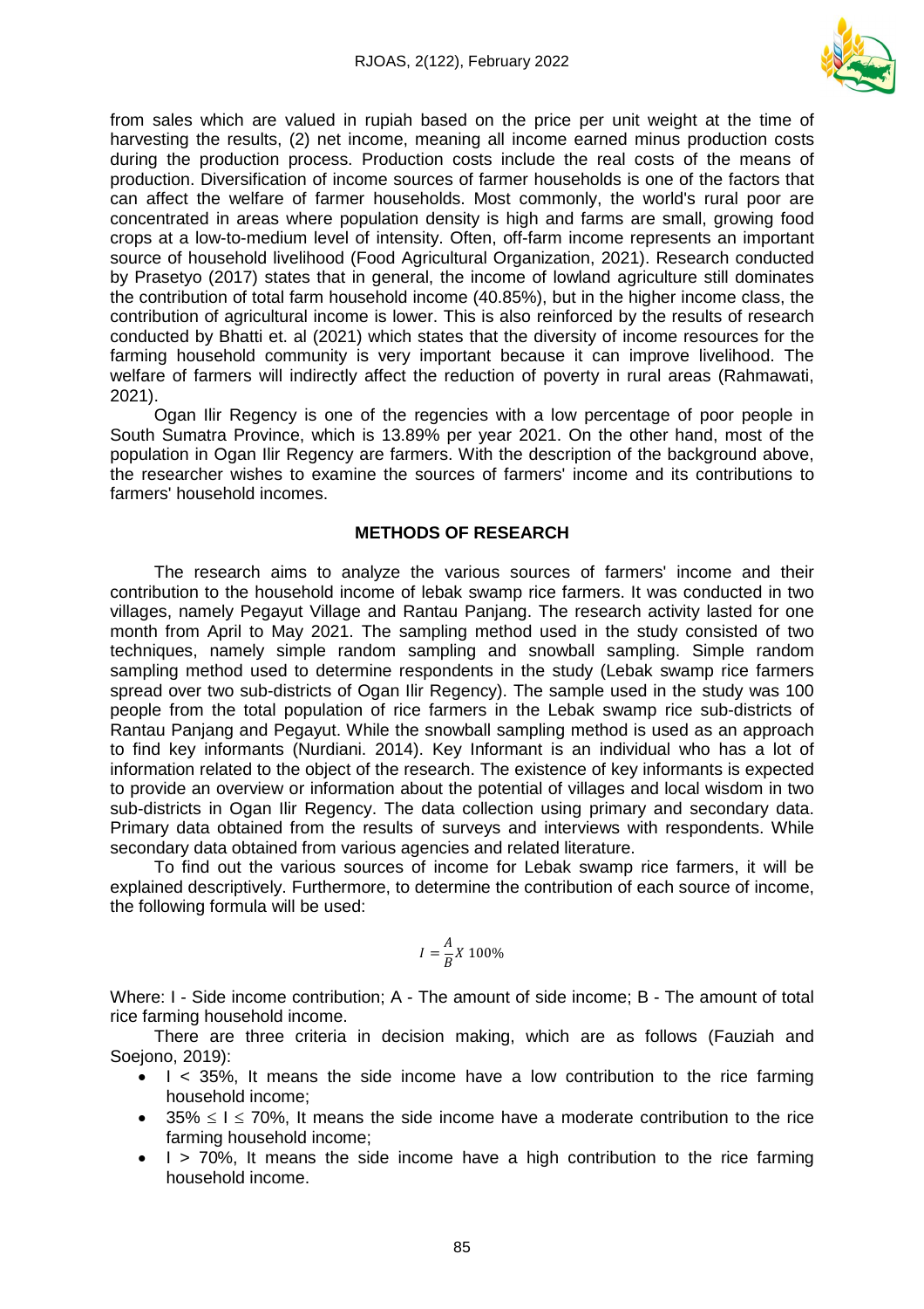from sales which are valued in rupiah based on the price per unit weight at the time of harvesting the results, (2) net income, meaning all income earned minus production costs during the production process. Production costs include the real costs of the means of production. Diversification of income sources of farmer households is one of the factors that can affect the welfare of farmer households. Most commonly, the world's rural poor are concentrated in areas where population density is high and farms are small, growing food crops at a low-to-medium level of intensity. Often, off-farm income represents an important source of household livelihood (Food Agricultural Organization, 2021). Research conducted by Prasetyo (2017) states that in general, the income of lowland agriculture still dominates the contribution of total farm household income (40.85%), but in the higher income class, the contribution of agricultural income is lower. This is also reinforced by the results of research conducted by Bhatti et. al (2021) which states that the diversity of income resources for the farming household community is very important because it can improve livelihood. The welfare of farmers will indirectly affect the reduction of poverty in rural areas (Rahmawati, 2021).

Ogan Ilir Regency is one of the regencies with a low percentage of poor people in South Sumatra Province, which is 13.89% per year 2021. On the other hand, most of the population in Ogan Ilir Regency are farmers. With the description of the background above, the researcher wishes to examine the sources of farmers' income and its contributions to farmers' household incomes.

## METHODS OF RESEARCH

The research aims to analyze the various sources of farmers' income and their contribution to the household income of lebak swamp rice farmers. It was conducted in two villages, namely Pegayut Village and Rantau Panjang. The research activity lasted for one month from April to May 2021. The sampling method used in the study consisted of two techniques, namely simple random sampling and snowball sampling. Simple random sampling method used to determine respondents in the study (Lebak swamp rice farmers spread over two sub-districts of Ogan Ilir Regency). The sample used in the study was 100 people from the total population of rice farmers in the Lebak swamp rice sub-districts of Rantau Panjang and Pegayut. While the snowball sampling method is used as an approach to find key informants (Nurdiani. 2014). Key Informant is an individual who has a lot of information related to the object of the research. The existence of key informants is expected to provide an overview or information about the potential of villages and local wisdom in two sub-districts in Ogan Ilir Regency. The data collection using primary and secondary data. Primary data obtained from the results of surveys and interviews with respondents. While secondary data obtained from various agencies and related literature.

To find out the various sources of income for Lebak swamp rice farmers, it will be explained descriptively. Furthermore, to determine the contribution of each source of income, the following formula will be used:

$$I = \frac{A}{B} X\ 100\%$$

Where: I - Side income contribution; A - The amount of side income; B - The amount of total rice farming household income.

There are three criteria in decision making, which are as follows (Fauziah and Soejono, 2019):

- $I < 35\%$, It means the side income have a low contribution to the rice farming household income;
- $35\% \leq I \leq 70\%$, It means the side income have a moderate contribution to the rice farming household income;
- $I > 70\%$, It means the side income have a high contribution to the rice farming household income.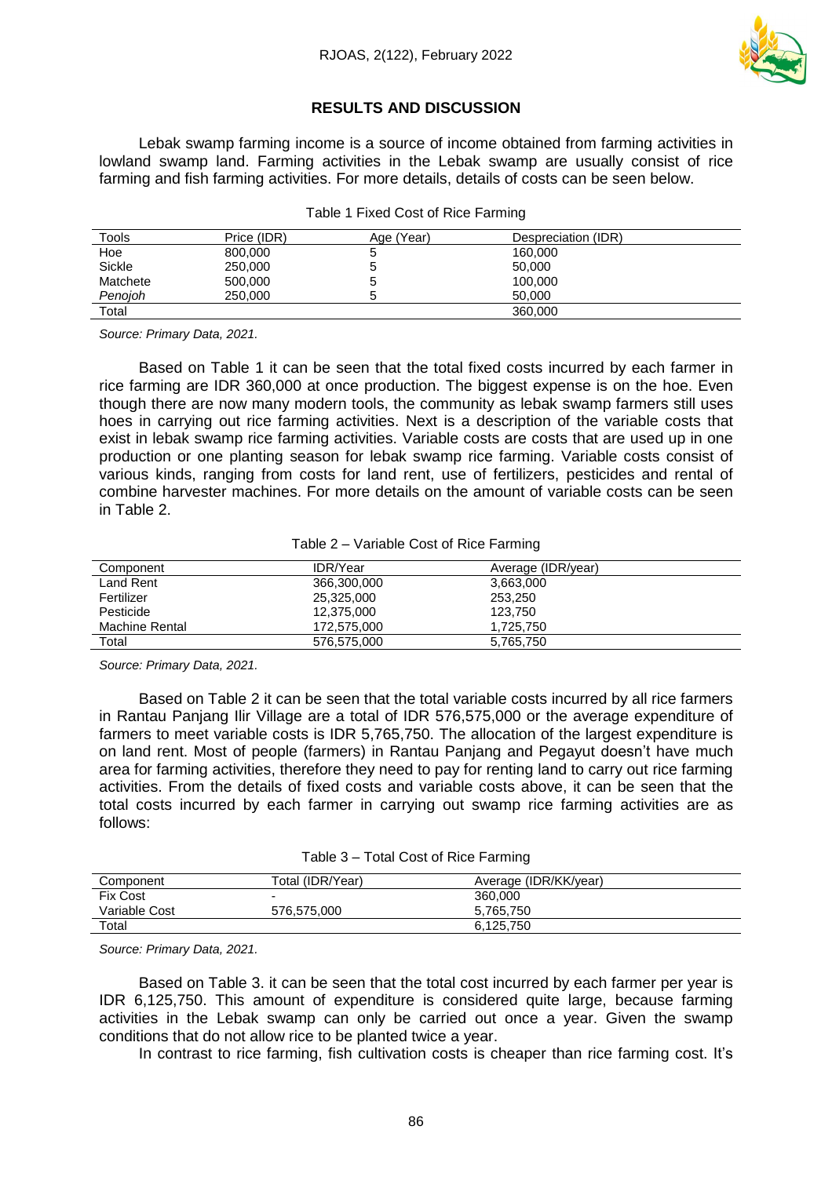## RESULTS AND DISCUSSION

Lebak swamp farming income is a source of income obtained from farming activities in lowland swamp land. Farming activities in the Lebak swamp are usually consist of rice farming and fish farming activities. For more details, details of costs can be seen below.

Table 1 Fixed Cost of Rice Farming

| Tools | Price (IDR) | Age (Year) | Despreciation (IDR) |
|---|---|---|---|
| Hoe | 800,000 | 5 | 160,000 |
| Sickle | 250,000 | 5 | 50,000 |
| Matchete | 500,000 | 5 | 100,000 |
| *Penojoh* | 250,000 | 5 | 50,000 |
| Total | | | 360,000 |

*Source: Primary Data, 2021.*

Based on Table 1 it can be seen that the total fixed costs incurred by each farmer in rice farming are IDR 360,000 at once production. The biggest expense is on the hoe. Even though there are now many modern tools, the community as lebak swamp farmers still uses hoes in carrying out rice farming activities. Next is a description of the variable costs that exist in lebak swamp rice farming activities. Variable costs are costs that are used up in one production or one planting season for lebak swamp rice farming. Variable costs consist of various kinds, ranging from costs for land rent, use of fertilizers, pesticides and rental of combine harvester machines. For more details on the amount of variable costs can be seen in Table 2.

Table 2 – Variable Cost of Rice Farming

| Component | IDR/Year | Average (IDR/year) |
|---|---|---|
| Land Rent | 366,300,000 | 3,663,000 |
| Fertilizer | 25,325,000 | 253,250 |
| Pesticide | 12,375,000 | 123,750 |
| Machine Rental | 172,575,000 | 1,725,750 |
| Total | 576,575,000 | 5,765,750 |

*Source: Primary Data, 2021.*

Based on Table 2 it can be seen that the total variable costs incurred by all rice farmers in Rantau Panjang Ilir Village are a total of IDR 576,575,000 or the average expenditure of farmers to meet variable costs is IDR 5,765,750. The allocation of the largest expenditure is on land rent. Most of people (farmers) in Rantau Panjang and Pegayut doesn't have much area for farming activities, therefore they need to pay for renting land to carry out rice farming activities. From the details of fixed costs and variable costs above, it can be seen that the total costs incurred by each farmer in carrying out swamp rice farming activities are as follows:

Table 3 – Total Cost of Rice Farming

| Component | Total (IDR/Year) | Average (IDR/KK/year) |
|---|---|---|
| Fix Cost | - | 360,000 |
| Variable Cost | 576,575,000 | 5,765,750 |
| Total | | 6,125,750 |

*Source: Primary Data, 2021.*

Based on Table 3. it can be seen that the total cost incurred by each farmer per year is IDR 6,125,750. This amount of expenditure is considered quite large, because farming activities in the Lebak swamp can only be carried out once a year. Given the swamp conditions that do not allow rice to be planted twice a year.

In contrast to rice farming, fish cultivation costs is cheaper than rice farming cost. It's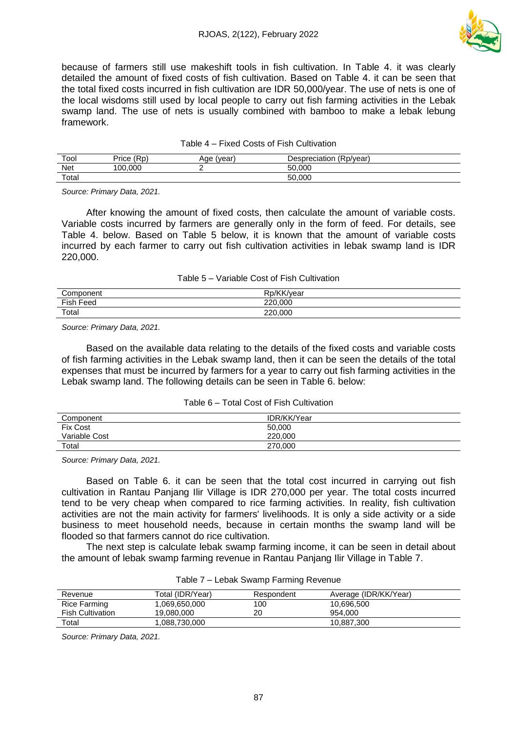because of farmers still use makeshift tools in fish cultivation. In Table 4. it was clearly detailed the amount of fixed costs of fish cultivation. Based on Table 4. it can be seen that the total fixed costs incurred in fish cultivation are IDR 50,000/year. The use of nets is one of the local wisdoms still used by local people to carry out fish farming activities in the Lebak swamp land. The use of nets is usually combined with bamboo to make a lebak lebung framework.

Table 4 – Fixed Costs of Fish Cultivation

| Tool | Price (Rp) | Age (year) | Despreciation (Rp/year) |
|---|---|---|---|
| Net | 100,000 | 2 | 50,000 |
| Total | | | 50,000 |

*Source: Primary Data, 2021.*

After knowing the amount of fixed costs, then calculate the amount of variable costs. Variable costs incurred by farmers are generally only in the form of feed. For details, see Table 4. below. Based on Table 5 below, it is known that the amount of variable costs incurred by each farmer to carry out fish cultivation activities in lebak swamp land is IDR 220,000.

Table 5 – Variable Cost of Fish Cultivation

| Component | Rp/KK/year |
|---|---|
| Fish Feed | 220,000 |
| Total | 220,000 |

*Source: Primary Data, 2021.*

Based on the available data relating to the details of the fixed costs and variable costs of fish farming activities in the Lebak swamp land, then it can be seen the details of the total expenses that must be incurred by farmers for a year to carry out fish farming activities in the Lebak swamp land. The following details can be seen in Table 6. below:

Table 6 – Total Cost of Fish Cultivation

| Component | IDR/KK/Year |
|---|---|
| Fix Cost | 50,000 |
| Variable Cost | 220,000 |
| Total | 270,000 |

*Source: Primary Data, 2021.*

Based on Table 6. it can be seen that the total cost incurred in carrying out fish cultivation in Rantau Panjang Ilir Village is IDR 270,000 per year. The total costs incurred tend to be very cheap when compared to rice farming activities. In reality, fish cultivation activities are not the main activity for farmers' livelihoods. It is only a side activity or a side business to meet household needs, because in certain months the swamp land will be flooded so that farmers cannot do rice cultivation.

The next step is calculate lebak swamp farming income, it can be seen in detail about the amount of lebak swamp farming revenue in Rantau Panjang Ilir Village in Table 7.

Table 7 – Lebak Swamp Farming Revenue

| Revenue | Total (IDR/Year) | Respondent | Average (IDR/KK/Year) |
|---|---|---|---|
| Rice Farming | 1,069,650,000 | 100 | 10,696,500 |
| Fish Cultivation | 19,080,000 | 20 | 954,000 |
| Total | 1,088,730,000 | | 10,887,300 |

*Source: Primary Data, 2021.*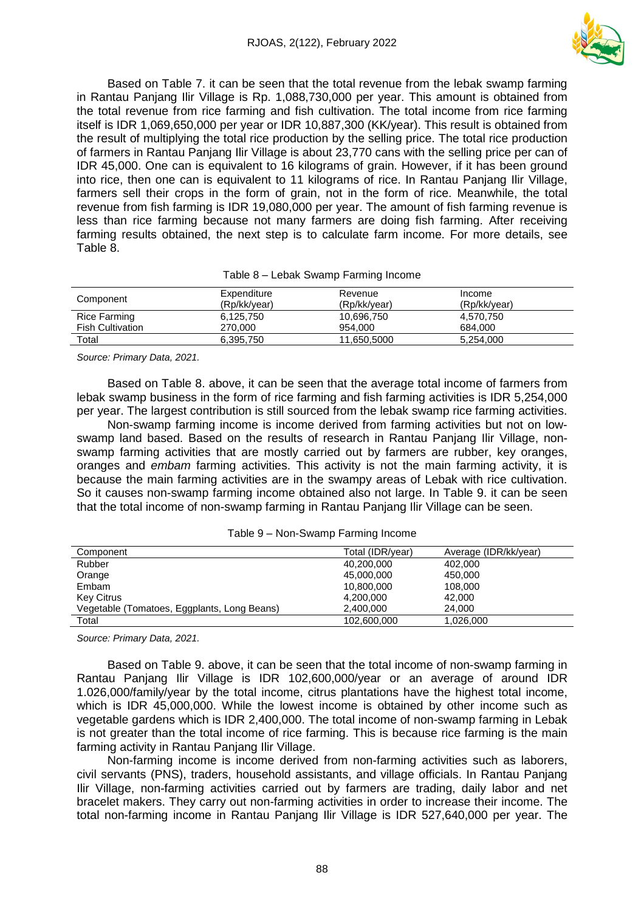Based on Table 7. it can be seen that the total revenue from the lebak swamp farming in Rantau Panjang Ilir Village is Rp. 1,088,730,000 per year. This amount is obtained from the total revenue from rice farming and fish cultivation. The total income from rice farming itself is IDR 1,069,650,000 per year or IDR 10,887,300 (KK/year). This result is obtained from the result of multiplying the total rice production by the selling price. The total rice production of farmers in Rantau Panjang Ilir Village is about 23,770 cans with the selling price per can of IDR 45,000. One can is equivalent to 16 kilograms of grain. However, if it has been ground into rice, then one can is equivalent to 11 kilograms of rice. In Rantau Panjang Ilir Village, farmers sell their crops in the form of grain, not in the form of rice. Meanwhile, the total revenue from fish farming is IDR 19,080,000 per year. The amount of fish farming revenue is less than rice farming because not many farmers are doing fish farming. After receiving farming results obtained, the next step is to calculate farm income. For more details, see Table 8.

Table 8 – Lebak Swamp Farming Income

| Component | Expenditure (Rp/kk/year) | Revenue (Rp/kk/year) | Income (Rp/kk/year) |
|---|---|---|---|
| Rice Farming | 6,125,750 | 10,696,750 | 4,570,750 |
| Fish Cultivation | 270,000 | 954,000 | 684,000 |
| Total | 6,395,750 | 11,650,5000 | 5,254,000 |

*Source: Primary Data, 2021.*

Based on Table 8. above, it can be seen that the average total income of farmers from lebak swamp business in the form of rice farming and fish farming activities is IDR 5,254,000 per year. The largest contribution is still sourced from the lebak swamp rice farming activities.

Non-swamp farming income is income derived from farming activities but not on low-swamp land based. Based on the results of research in Rantau Panjang Ilir Village, non-swamp farming activities that are mostly carried out by farmers are rubber, key oranges, oranges and *embam* farming activities. This activity is not the main farming activity, it is because the main farming activities are in the swampy areas of Lebak with rice cultivation. So it causes non-swamp farming income obtained also not large. In Table 9. it can be seen that the total income of non-swamp farming in Rantau Panjang Ilir Village can be seen.

Table 9 – Non-Swamp Farming Income

| Component | Total (IDR/year) | Average (IDR/kk/year) |
|---|---|---|
| Rubber | 40,200,000 | 402,000 |
| Orange | 45,000,000 | 450,000 |
| Embam | 10,800,000 | 108,000 |
| Key Citrus | 4,200,000 | 42,000 |
| Vegetable (Tomatoes, Eggplants, Long Beans) | 2,400,000 | 24,000 |
| Total | 102,600,000 | 1,026,000 |

*Source: Primary Data, 2021.*

Based on Table 9. above, it can be seen that the total income of non-swamp farming in Rantau Panjang Ilir Village is IDR 102,600,000/year or an average of around IDR 1.026,000/family/year by the total income, citrus plantations have the highest total income, which is IDR 45,000,000. While the lowest income is obtained by other income such as vegetable gardens which is IDR 2,400,000. The total income of non-swamp farming in Lebak is not greater than the total income of rice farming. This is because rice farming is the main farming activity in Rantau Panjang Ilir Village.

Non-farming income is income derived from non-farming activities such as laborers, civil servants (PNS), traders, household assistants, and village officials. In Rantau Panjang Ilir Village, non-farming activities carried out by farmers are trading, daily labor and net bracelet makers. They carry out non-farming activities in order to increase their income. The total non-farming income in Rantau Panjang Ilir Village is IDR 527,640,000 per year. The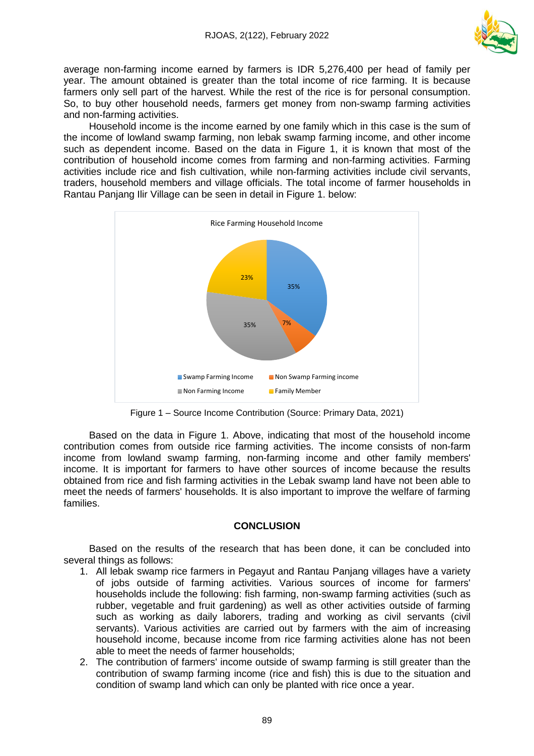average non-farming income earned by farmers is IDR 5,276,400 per head of family per year. The amount obtained is greater than the total income of rice farming. It is because farmers only sell part of the harvest. While the rest of the rice is for personal consumption. So, to buy other household needs, farmers get money from non-swamp farming activities and non-farming activities.

Household income is the income earned by one family which in this case is the sum of the income of lowland swamp farming, non lebak swamp farming income, and other income such as dependent income. Based on the data in Figure 1, it is known that most of the contribution of household income comes from farming and non-farming activities. Farming activities include rice and fish cultivation, while non-farming activities include civil servants, traders, household members and village officials. The total income of farmer households in Rantau Panjang Ilir Village can be seen in detail in Figure 1. below:

Rice Farming Household Income

23%
35%
7%
35%

Swamp Farming Income
Non Swamp Farming income
Non Farming Income
Family Member

Figure 1 – Source Income Contribution (Source: Primary Data, 2021)

Based on the data in Figure 1. Above, indicating that most of the household income contribution comes from outside rice farming activities. The income consists of non-farm income from lowland swamp farming, non-farming income and other family members' income. It is important for farmers to have other sources of income because the results obtained from rice and fish farming activities in the Lebak swamp land have not been able to meet the needs of farmers' households. It is also important to improve the welfare of farming families.

## CONCLUSION

Based on the results of the research that has been done, it can be concluded into several things as follows:

1. All lebak swamp rice farmers in Pegayut and Rantau Panjang villages have a variety of jobs outside of farming activities. Various sources of income for farmers' households include the following: fish farming, non-swamp farming activities (such as rubber, vegetable and fruit gardening) as well as other activities outside of farming such as working as daily laborers, trading and working as civil servants (civil servants). Various activities are carried out by farmers with the aim of increasing household income, because income from rice farming activities alone has not been able to meet the needs of farmer households;
2. The contribution of farmers' income outside of swamp farming is still greater than the contribution of swamp farming income (rice and fish) this is due to the situation and condition of swamp land which can only be planted with rice once a year.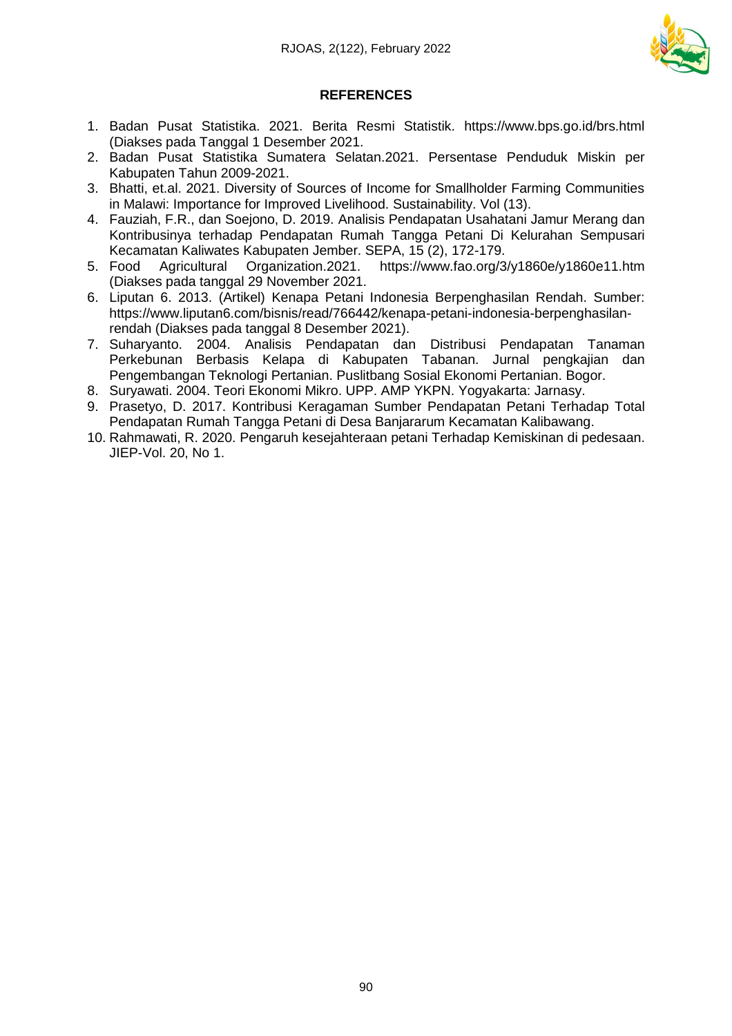## REFERENCES

1. Badan Pusat Statistika. 2021. Berita Resmi Statistik. https://www.bps.go.id/brs.html (Diakses pada Tanggal 1 Desember 2021.
2. Badan Pusat Statistika Sumatera Selatan.2021. Persentase Penduduk Miskin per Kabupaten Tahun 2009-2021.
3. Bhatti, et.al. 2021. Diversity of Sources of Income for Smallholder Farming Communities in Malawi: Importance for Improved Livelihood. Sustainability. Vol (13).
4. Fauziah, F.R., dan Soejono, D. 2019. Analisis Pendapatan Usahatani Jamur Merang dan Kontribusinya terhadap Pendapatan Rumah Tangga Petani Di Kelurahan Sempusari Kecamatan Kaliwates Kabupaten Jember. SEPA, 15 (2), 172-179.
5. Food Agricultural Organization.2021. https://www.fao.org/3/y1860e/y1860e11.htm (Diakses pada tanggal 29 November 2021.
6. Liputan 6. 2013. (Artikel) Kenapa Petani Indonesia Berpenghasilan Rendah. Sumber: https://www.liputan6.com/bisnis/read/766442/kenapa-petani-indonesia-berpenghasilan-rendah (Diakses pada tanggal 8 Desember 2021).
7. Suharyanto. 2004. Analisis Pendapatan dan Distribusi Pendapatan Tanaman Perkebunan Berbasis Kelapa di Kabupaten Tabanan. Jurnal pengkajian dan Pengembangan Teknologi Pertanian. Puslitbang Sosial Ekonomi Pertanian. Bogor.
8. Suryawati. 2004. Teori Ekonomi Mikro. UPP. AMP YKPN. Yogyakarta: Jarnasy.
9. Prasetyo, D. 2017. Kontribusi Keragaman Sumber Pendapatan Petani Terhadap Total Pendapatan Rumah Tangga Petani di Desa Banjararum Kecamatan Kalibawang.
10. Rahmawati, R. 2020. Pengaruh kesejahteraan petani Terhadap Kemiskinan di pedesaan. JIEP-Vol. 20, No 1.